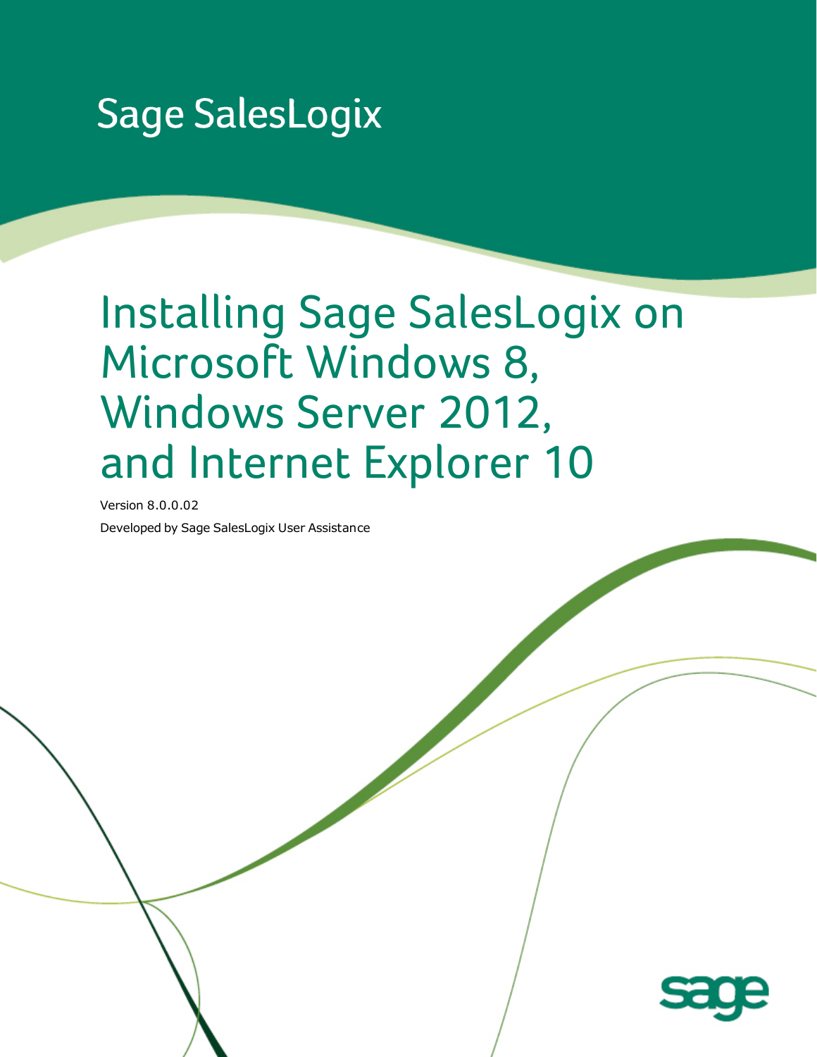Sage SalesLogix

# Installing Sage SalesLogix on Microsoft Windows 8, Windows Server 2012, and Internet Explorer 10

Version 8.0.0.02

Developed by Sage SalesLogix User Assistance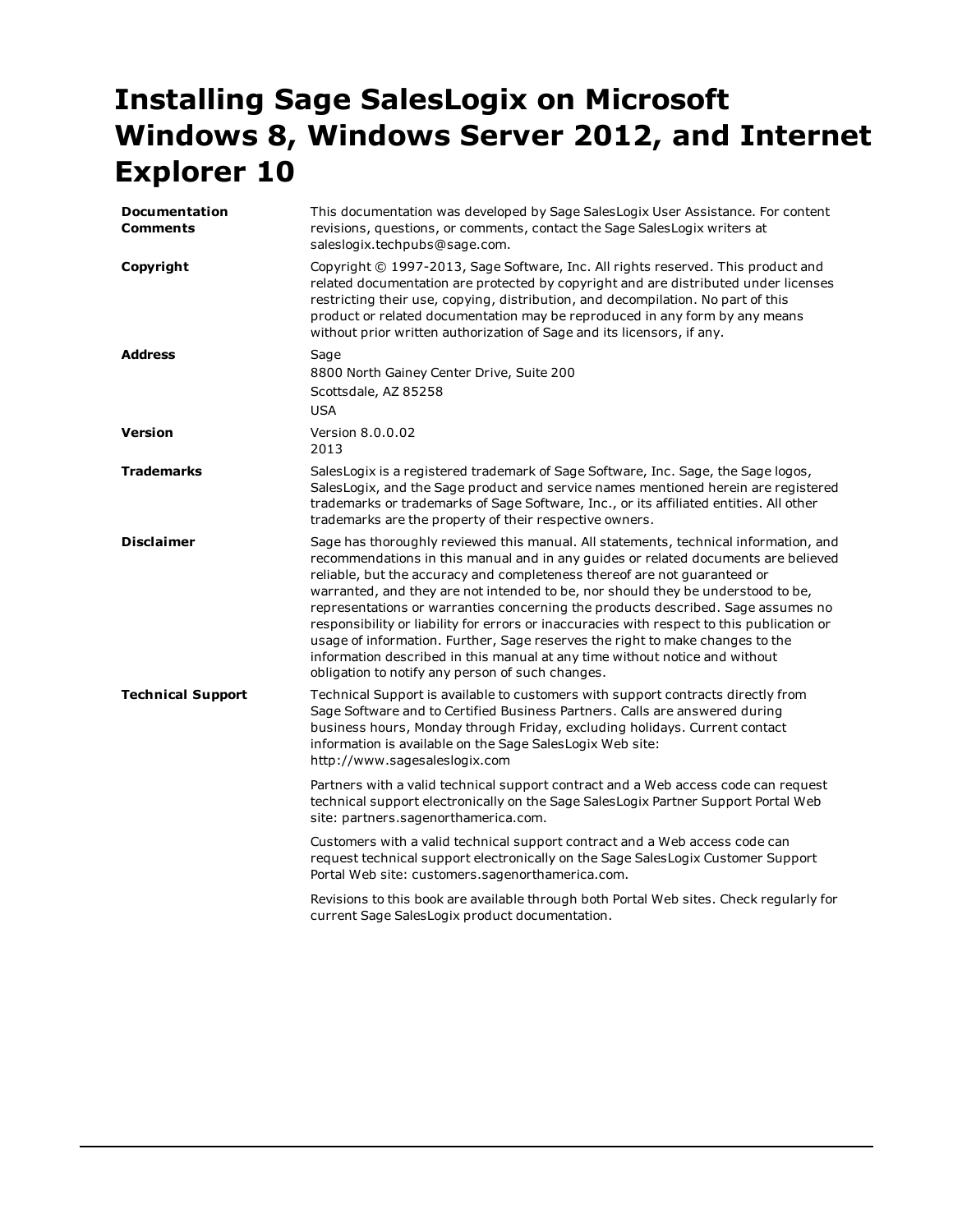# Installing Sage SalesLogix on Microsoft Windows 8, Windows Server 2012, and Internet Explorer 10

| | |
|---|---|
| **Documentation Comments** | This documentation was developed by Sage SalesLogix User Assistance. For content revisions, questions, or comments, contact the Sage SalesLogix writers at saleslogix.techpubs@sage.com. |
| **Copyright** | Copyright © 1997-2013, Sage Software, Inc. All rights reserved. This product and related documentation are protected by copyright and are distributed under licenses restricting their use, copying, distribution, and decompilation. No part of this product or related documentation may be reproduced in any form by any means without prior written authorization of Sage and its licensors, if any. |
| **Address** | Sage<br>8800 North Gainey Center Drive, Suite 200<br>Scottsdale, AZ 85258<br>USA |
| **Version** | Version 8.0.0.02<br>2013 |
| **Trademarks** | SalesLogix is a registered trademark of Sage Software, Inc. Sage, the Sage logos, SalesLogix, and the Sage product and service names mentioned herein are registered trademarks or trademarks of Sage Software, Inc., or its affiliated entities. All other trademarks are the property of their respective owners. |
| **Disclaimer** | Sage has thoroughly reviewed this manual. All statements, technical information, and recommendations in this manual and in any guides or related documents are believed reliable, but the accuracy and completeness thereof are not guaranteed or warranted, and they are not intended to be, nor should they be understood to be, representations or warranties concerning the products described. Sage assumes no responsibility or liability for errors or inaccuracies with respect to this publication or usage of information. Further, Sage reserves the right to make changes to the information described in this manual at any time without notice and without obligation to notify any person of such changes. |
| **Technical Support** | Technical Support is available to customers with support contracts directly from Sage Software and to Certified Business Partners. Calls are answered during business hours, Monday through Friday, excluding holidays. Current contact information is available on the Sage SalesLogix Web site: http://www.sagesaleslogix.com<br><br>Partners with a valid technical support contract and a Web access code can request technical support electronically on the Sage SalesLogix Partner Support Portal Web site: partners.sagenorthamerica.com.<br><br>Customers with a valid technical support contract and a Web access code can request technical support electronically on the Sage SalesLogix Customer Support Portal Web site: customers.sagenorthamerica.com.<br><br>Revisions to this book are available through both Portal Web sites. Check regularly for current Sage SalesLogix product documentation. |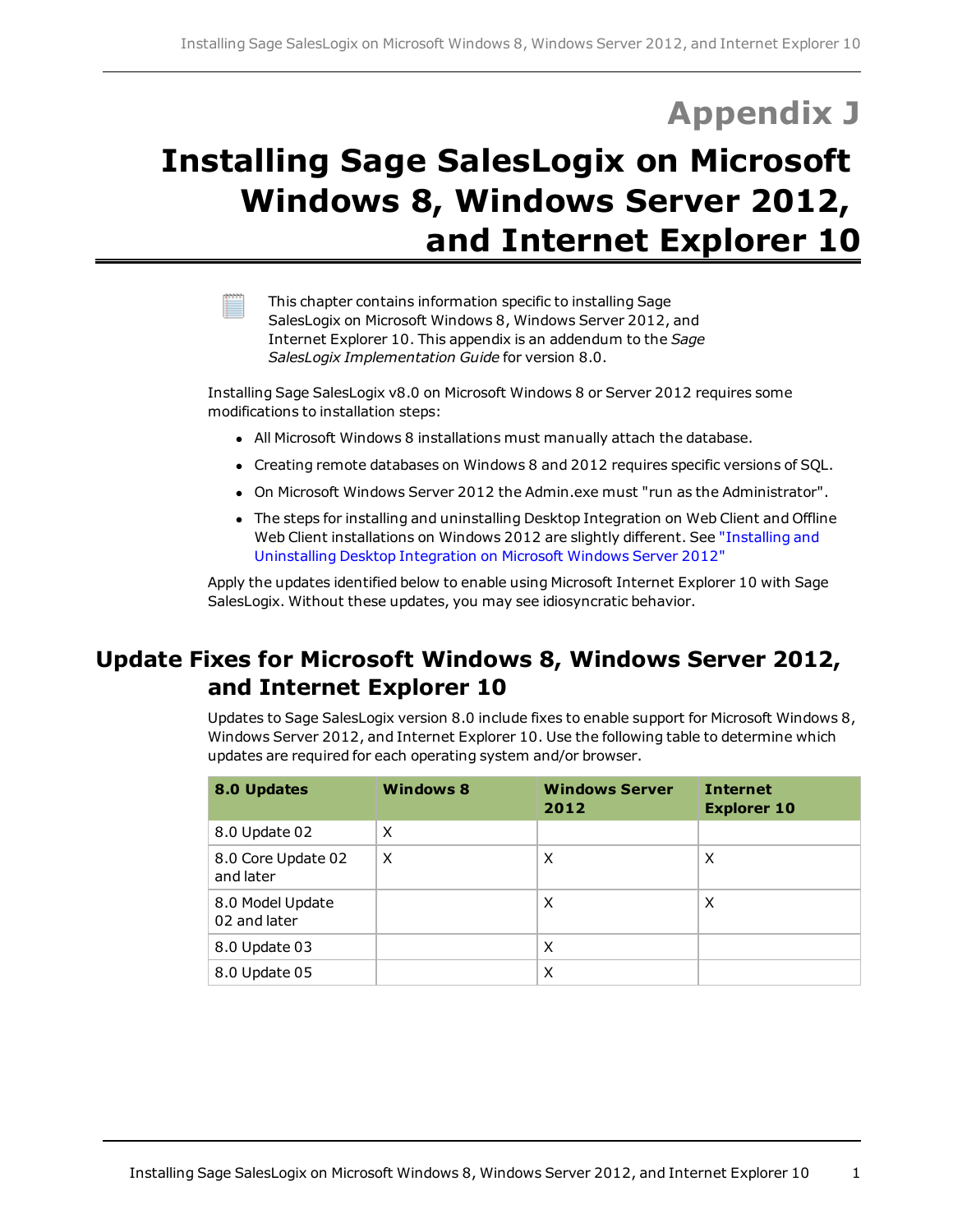# Appendix J

# Installing Sage SalesLogix on Microsoft Windows 8, Windows Server 2012, and Internet Explorer 10

This chapter contains information specific to installing Sage SalesLogix on Microsoft Windows 8, Windows Server 2012, and Internet Explorer 10. This appendix is an addendum to the *Sage SalesLogix Implementation Guide* for version 8.0.

Installing Sage SalesLogix v8.0 on Microsoft Windows 8 or Server 2012 requires some modifications to installation steps:

- All Microsoft Windows 8 installations must manually attach the database.
- Creating remote databases on Windows 8 and 2012 requires specific versions of SQL.
- On Microsoft Windows Server 2012 the Admin.exe must "run as the Administrator".
- The steps for installing and uninstalling Desktop Integration on Web Client and Offline Web Client installations on Windows 2012 are slightly different. See "Installing and Uninstalling Desktop Integration on Microsoft Windows Server 2012"

Apply the updates identified below to enable using Microsoft Internet Explorer 10 with Sage SalesLogix. Without these updates, you may see idiosyncratic behavior.

## Update Fixes for Microsoft Windows 8, Windows Server 2012, and Internet Explorer 10

Updates to Sage SalesLogix version 8.0 include fixes to enable support for Microsoft Windows 8, Windows Server 2012, and Internet Explorer 10. Use the following table to determine which updates are required for each operating system and/or browser.

| 8.0 Updates | Windows 8 | Windows Server 2012 | Internet Explorer 10 |
|---|---|---|---|
| 8.0 Update 02 | X | | |
| 8.0 Core Update 02 and later | X | X | X |
| 8.0 Model Update 02 and later | | X | X |
| 8.0 Update 03 | | X | |
| 8.0 Update 05 | | X | |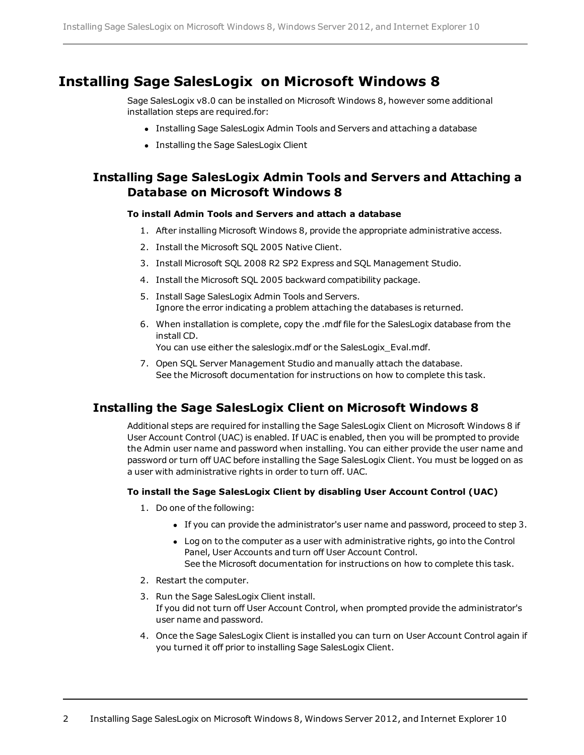# Installing Sage SalesLogix on Microsoft Windows 8

Sage SalesLogix v8.0 can be installed on Microsoft Windows 8, however some additional installation steps are required.for:

- Installing Sage SalesLogix Admin Tools and Servers and attaching a database
- Installing the Sage SalesLogix Client

## Installing Sage SalesLogix Admin Tools and Servers and Attaching a Database on Microsoft Windows 8

**To install Admin Tools and Servers and attach a database**

1. After installing Microsoft Windows 8, provide the appropriate administrative access.
2. Install the Microsoft SQL 2005 Native Client.
3. Install Microsoft SQL 2008 R2 SP2 Express and SQL Management Studio.
4. Install the Microsoft SQL 2005 backward compatibility package.
5. Install Sage SalesLogix Admin Tools and Servers.
   Ignore the error indicating a problem attaching the databases is returned.
6. When installation is complete, copy the .mdf file for the SalesLogix database from the install CD.
   You can use either the saleslogix.mdf or the SalesLogix_Eval.mdf.
7. Open SQL Server Management Studio and manually attach the database.
   See the Microsoft documentation for instructions on how to complete this task.

## Installing the Sage SalesLogix Client on Microsoft Windows 8

Additional steps are required for installing the Sage SalesLogix Client on Microsoft Windows 8 if User Account Control (UAC) is enabled. If UAC is enabled, then you will be prompted to provide the Admin user name and password when installing. You can either provide the user name and password or turn off UAC before installing the Sage SalesLogix Client. You must be logged on as a user with administrative rights in order to turn off. UAC.

**To install the Sage SalesLogix Client by disabling User Account Control (UAC)**

1. Do one of the following:
   - If you can provide the administrator's user name and password, proceed to step 3.
   - Log on to the computer as a user with administrative rights, go into the Control Panel, User Accounts and turn off User Account Control.
     See the Microsoft documentation for instructions on how to complete this task.
2. Restart the computer.
3. Run the Sage SalesLogix Client install.
   If you did not turn off User Account Control, when prompted provide the administrator's user name and password.
4. Once the Sage SalesLogix Client is installed you can turn on User Account Control again if you turned it off prior to installing Sage SalesLogix Client.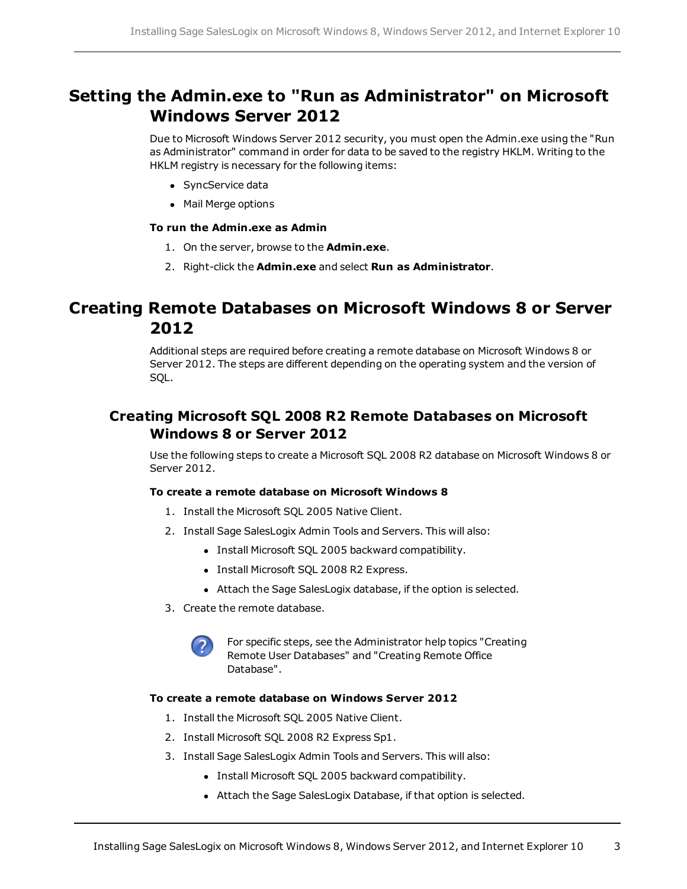# Setting the Admin.exe to "Run as Administrator" on Microsoft Windows Server 2012

Due to Microsoft Windows Server 2012 security, you must open the Admin.exe using the "Run as Administrator" command in order for data to be saved to the registry HKLM. Writing to the HKLM registry is necessary for the following items:

- SyncService data
- Mail Merge options

**To run the Admin.exe as Admin**

1. On the server, browse to the **Admin.exe**.
2. Right-click the **Admin.exe** and select **Run as Administrator**.

# Creating Remote Databases on Microsoft Windows 8 or Server 2012

Additional steps are required before creating a remote database on Microsoft Windows 8 or Server 2012. The steps are different depending on the operating system and the version of SQL.

## Creating Microsoft SQL 2008 R2 Remote Databases on Microsoft Windows 8 or Server 2012

Use the following steps to create a Microsoft SQL 2008 R2 database on Microsoft Windows 8 or Server 2012.

**To create a remote database on Microsoft Windows 8**

1. Install the Microsoft SQL 2005 Native Client.
2. Install Sage SalesLogix Admin Tools and Servers. This will also:
   - Install Microsoft SQL 2005 backward compatibility.
   - Install Microsoft SQL 2008 R2 Express.
   - Attach the Sage SalesLogix database, if the option is selected.
3. Create the remote database.

   For specific steps, see the Administrator help topics "Creating Remote User Databases" and "Creating Remote Office Database".

**To create a remote database on Windows Server 2012**

1. Install the Microsoft SQL 2005 Native Client.
2. Install Microsoft SQL 2008 R2 Express Sp1.
3. Install Sage SalesLogix Admin Tools and Servers. This will also:
   - Install Microsoft SQL 2005 backward compatibility.
   - Attach the Sage SalesLogix Database, if that option is selected.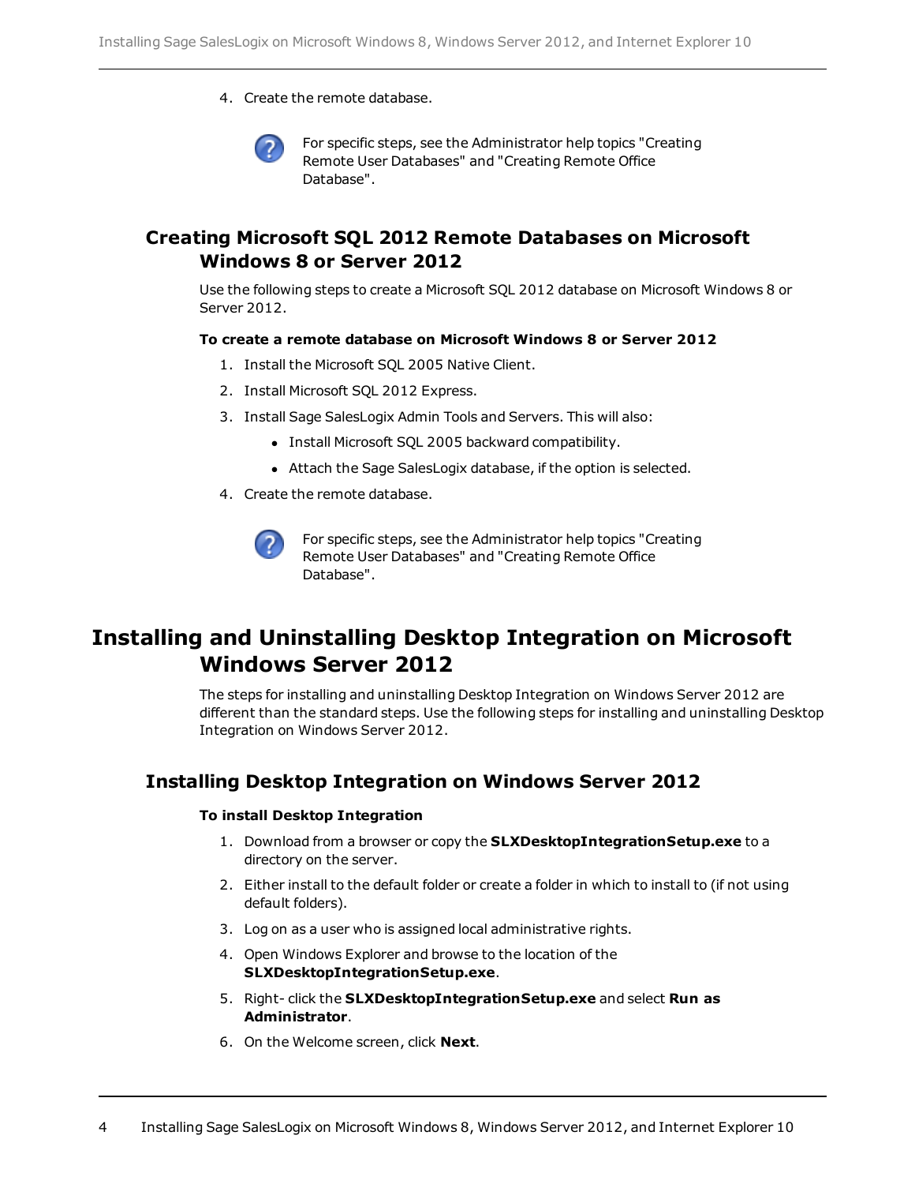4. Create the remote database.

   For specific steps, see the Administrator help topics "Creating Remote User Databases" and "Creating Remote Office Database".

## Creating Microsoft SQL 2012 Remote Databases on Microsoft Windows 8 or Server 2012

Use the following steps to create a Microsoft SQL 2012 database on Microsoft Windows 8 or Server 2012.

**To create a remote database on Microsoft Windows 8 or Server 2012**

1. Install the Microsoft SQL 2005 Native Client.
2. Install Microsoft SQL 2012 Express.
3. Install Sage SalesLogix Admin Tools and Servers. This will also:
   - Install Microsoft SQL 2005 backward compatibility.
   - Attach the Sage SalesLogix database, if the option is selected.
4. Create the remote database.

   For specific steps, see the Administrator help topics "Creating Remote User Databases" and "Creating Remote Office Database".

# Installing and Uninstalling Desktop Integration on Microsoft Windows Server 2012

The steps for installing and uninstalling Desktop Integration on Windows Server 2012 are different than the standard steps. Use the following steps for installing and uninstalling Desktop Integration on Windows Server 2012.

## Installing Desktop Integration on Windows Server 2012

**To install Desktop Integration**

1. Download from a browser or copy the **SLXDesktopIntegrationSetup.exe** to a directory on the server.
2. Either install to the default folder or create a folder in which to install to (if not using default folders).
3. Log on as a user who is assigned local administrative rights.
4. Open Windows Explorer and browse to the location of the **SLXDesktopIntegrationSetup.exe**.
5. Right- click the **SLXDesktopIntegrationSetup.exe** and select **Run as Administrator**.
6. On the Welcome screen, click **Next**.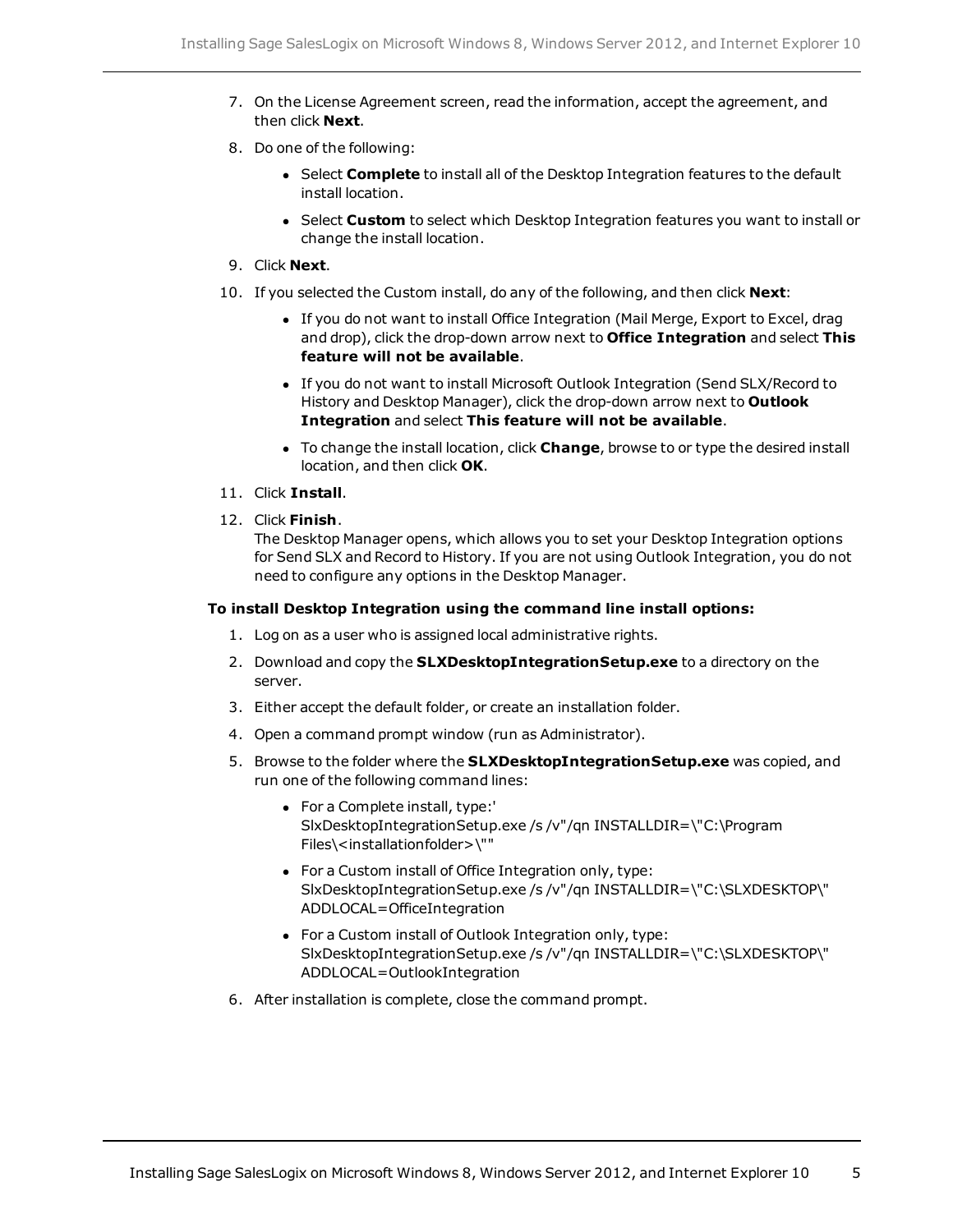7. On the License Agreement screen, read the information, accept the agreement, and then click **Next**.
8. Do one of the following:
   - Select **Complete** to install all of the Desktop Integration features to the default install location.
   - Select **Custom** to select which Desktop Integration features you want to install or change the install location.
9. Click **Next**.
10. If you selected the Custom install, do any of the following, and then click **Next**:
    - If you do not want to install Office Integration (Mail Merge, Export to Excel, drag and drop), click the drop-down arrow next to **Office Integration** and select **This feature will not be available**.
    - If you do not want to install Microsoft Outlook Integration (Send SLX/Record to History and Desktop Manager), click the drop-down arrow next to **Outlook Integration** and select **This feature will not be available**.
    - To change the install location, click **Change**, browse to or type the desired install location, and then click **OK**.
11. Click **Install**.
12. Click **Finish**.
    The Desktop Manager opens, which allows you to set your Desktop Integration options for Send SLX and Record to History. If you are not using Outlook Integration, you do not need to configure any options in the Desktop Manager.

**To install Desktop Integration using the command line install options:**

1. Log on as a user who is assigned local administrative rights.
2. Download and copy the **SLXDesktopIntegrationSetup.exe** to a directory on the server.
3. Either accept the default folder, or create an installation folder.
4. Open a command prompt window (run as Administrator).
5. Browse to the folder where the **SLXDesktopIntegrationSetup.exe** was copied, and run one of the following command lines:
   - For a Complete install, type:' SlxDesktopIntegrationSetup.exe /s /v"/qn INSTALLDIR=\"C:\Program Files\<installationfolder>\""
   - For a Custom install of Office Integration only, type: SlxDesktopIntegrationSetup.exe /s /v"/qn INSTALLDIR=\"C:\SLXDESKTOP\" ADDLOCAL=OfficeIntegration
   - For a Custom install of Outlook Integration only, type: SlxDesktopIntegrationSetup.exe /s /v"/qn INSTALLDIR=\"C:\SLXDESKTOP\" ADDLOCAL=OutlookIntegration
6. After installation is complete, close the command prompt.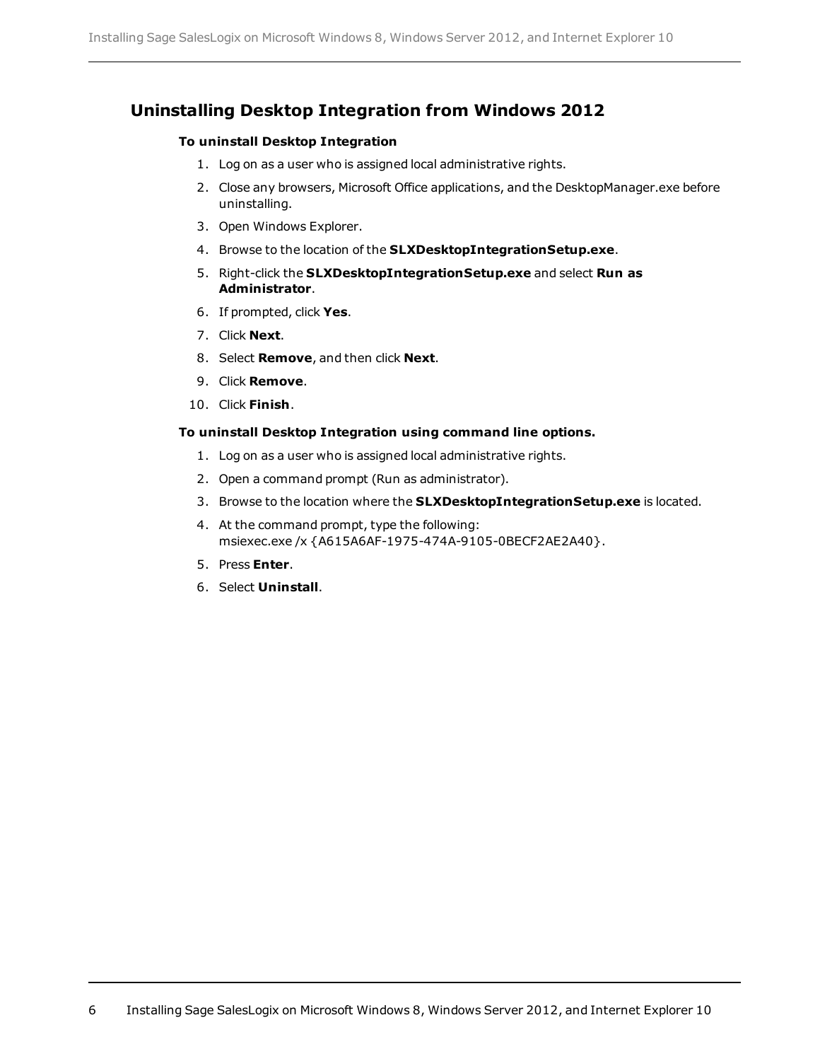## Uninstalling Desktop Integration from Windows 2012

**To uninstall Desktop Integration**

1. Log on as a user who is assigned local administrative rights.
2. Close any browsers, Microsoft Office applications, and the DesktopManager.exe before uninstalling.
3. Open Windows Explorer.
4. Browse to the location of the **SLXDesktopIntegrationSetup.exe**.
5. Right-click the **SLXDesktopIntegrationSetup.exe** and select **Run as Administrator**.
6. If prompted, click **Yes**.
7. Click **Next**.
8. Select **Remove**, and then click **Next**.
9. Click **Remove**.
10. Click **Finish**.

**To uninstall Desktop Integration using command line options.**

1. Log on as a user who is assigned local administrative rights.
2. Open a command prompt (Run as administrator).
3. Browse to the location where the **SLXDesktopIntegrationSetup.exe** is located.
4. At the command prompt, type the following:
   msiexec.exe /x {A615A6AF-1975-474A-9105-0BECF2AE2A40}.
5. Press **Enter**.
6. Select **Uninstall**.